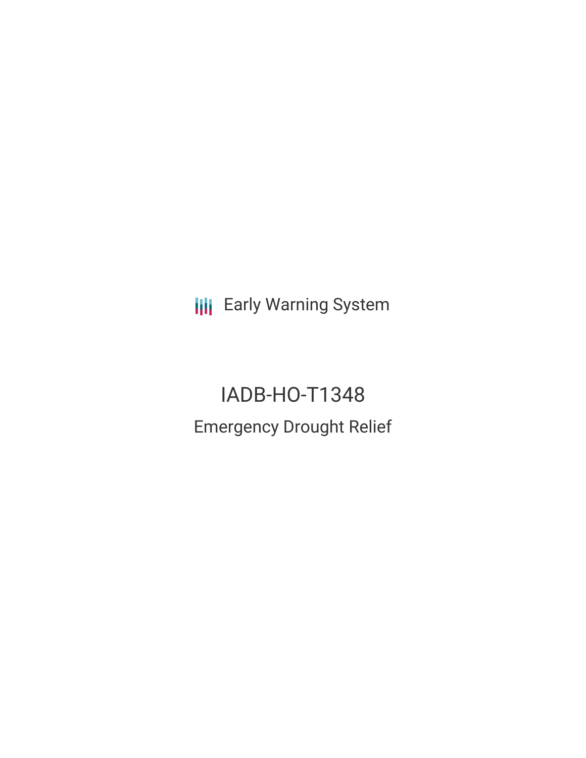Early Warning System

# IADB-HO-T1348

## Emergency Drought Relief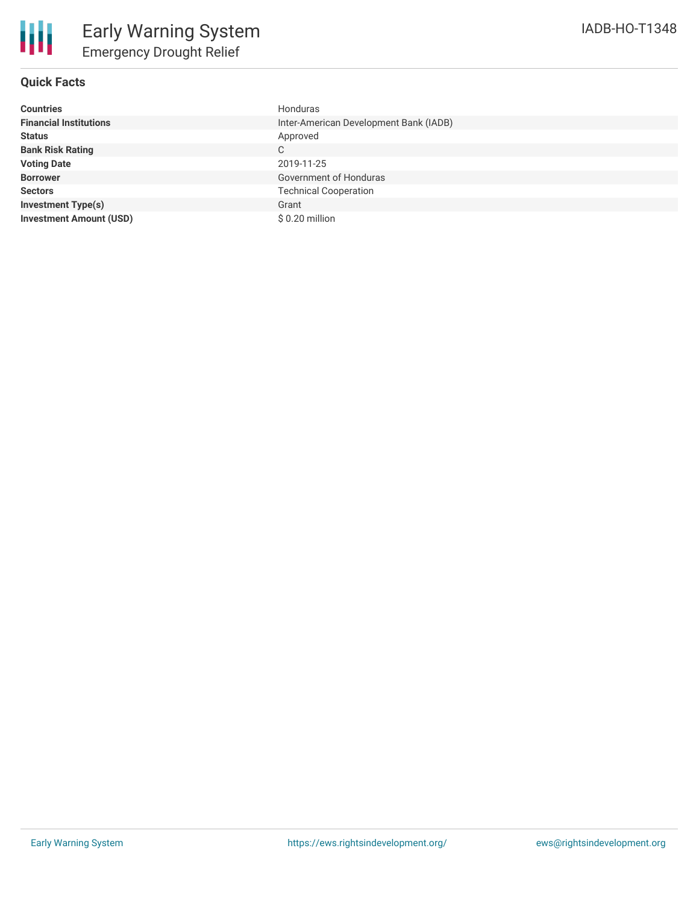# Early Warning System

## Emergency Drought Relief

IADB-HO-T1348

### Quick Facts

| | |
|---|---|
| **Countries** | Honduras |
| **Financial Institutions** | Inter-American Development Bank (IADB) |
| **Status** | Approved |
| **Bank Risk Rating** | C |
| **Voting Date** | 2019-11-25 |
| **Borrower** | Government of Honduras |
| **Sectors** | Technical Cooperation |
| **Investment Type(s)** | Grant |
| **Investment Amount (USD)** | $ 0.20 million |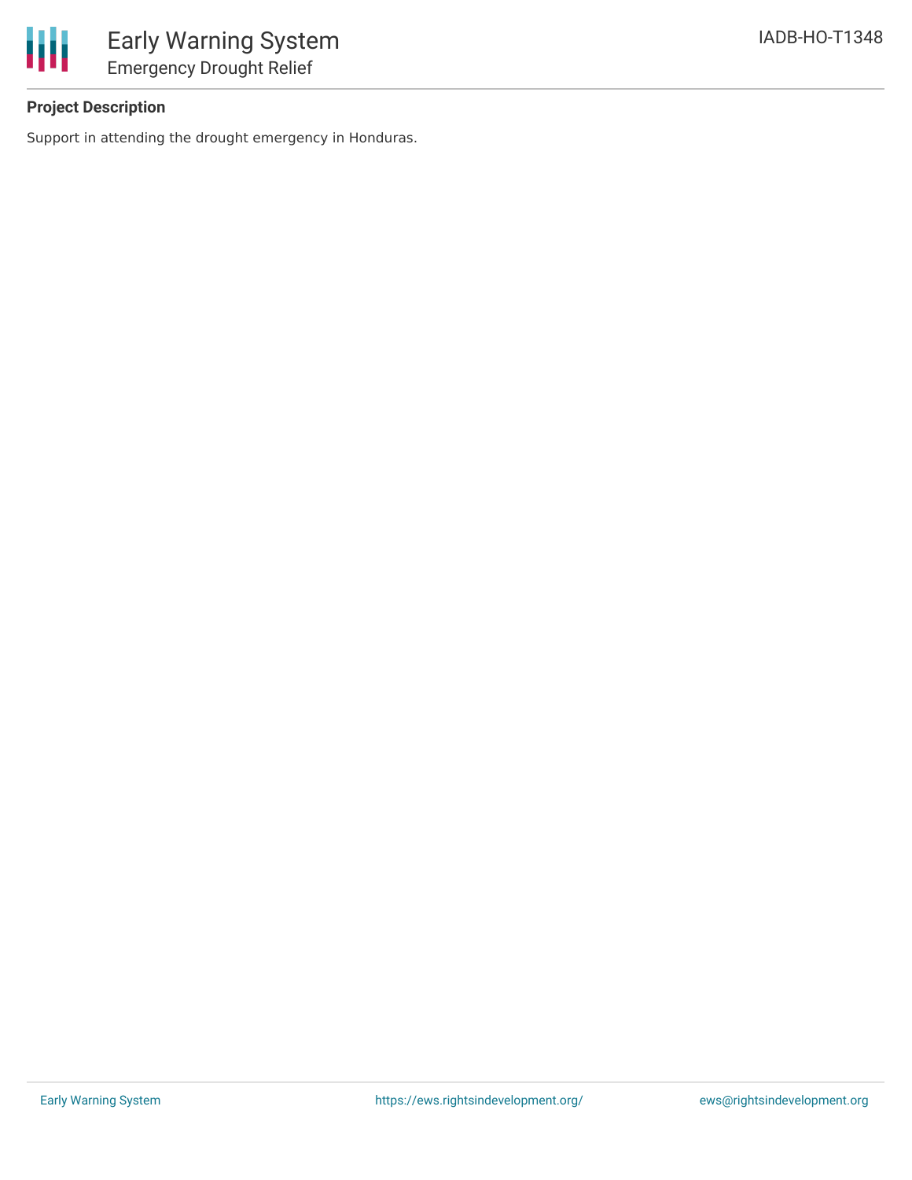**Project Description**

Support in attending the drought emergency in Honduras.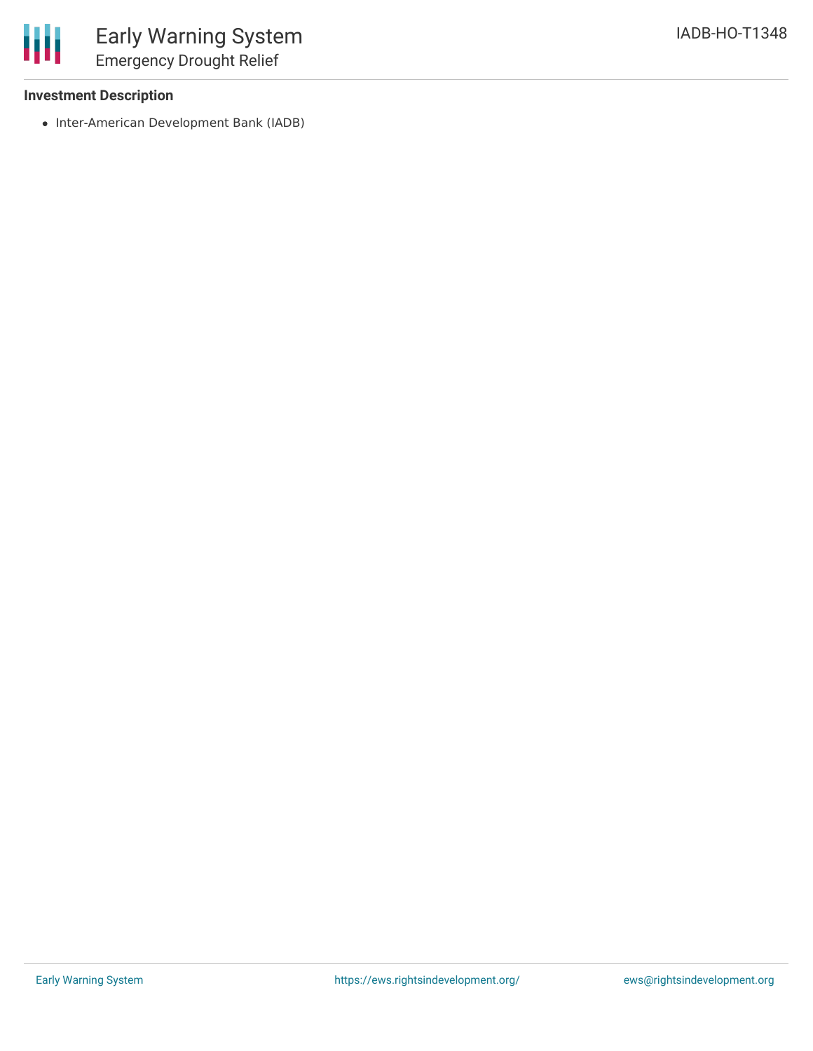### Investment Description

- Inter-American Development Bank (IADB)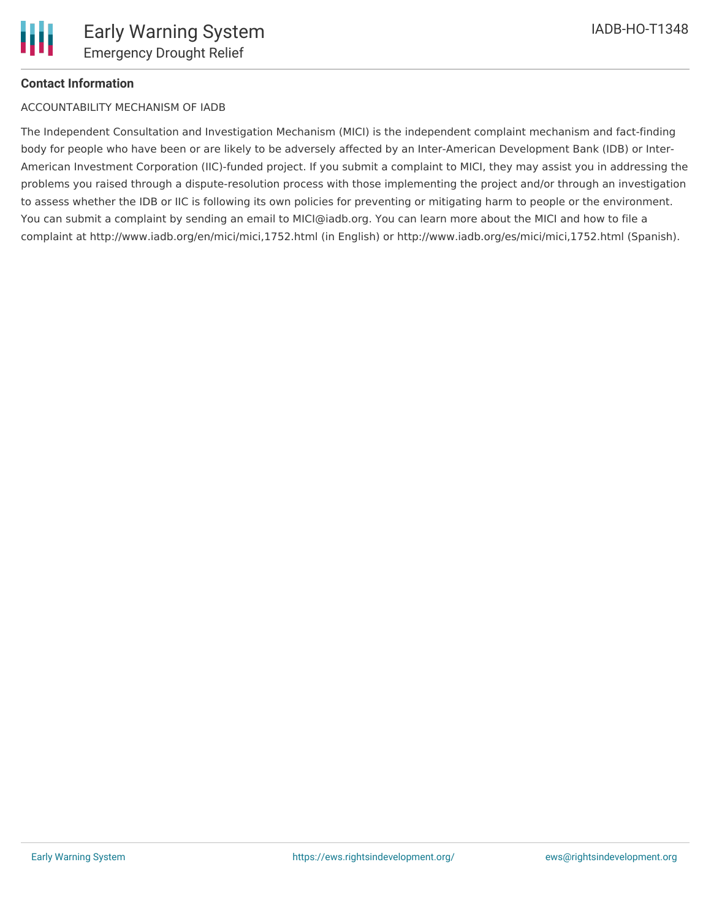**Contact Information**

ACCOUNTABILITY MECHANISM OF IADB

The Independent Consultation and Investigation Mechanism (MICI) is the independent complaint mechanism and fact-finding body for people who have been or are likely to be adversely affected by an Inter-American Development Bank (IDB) or Inter-American Investment Corporation (IIC)-funded project. If you submit a complaint to MICI, they may assist you in addressing the problems you raised through a dispute-resolution process with those implementing the project and/or through an investigation to assess whether the IDB or IIC is following its own policies for preventing or mitigating harm to people or the environment. You can submit a complaint by sending an email to MICI@iadb.org. You can learn more about the MICI and how to file a complaint at http://www.iadb.org/en/mici/mici,1752.html (in English) or http://www.iadb.org/es/mici/mici,1752.html (Spanish).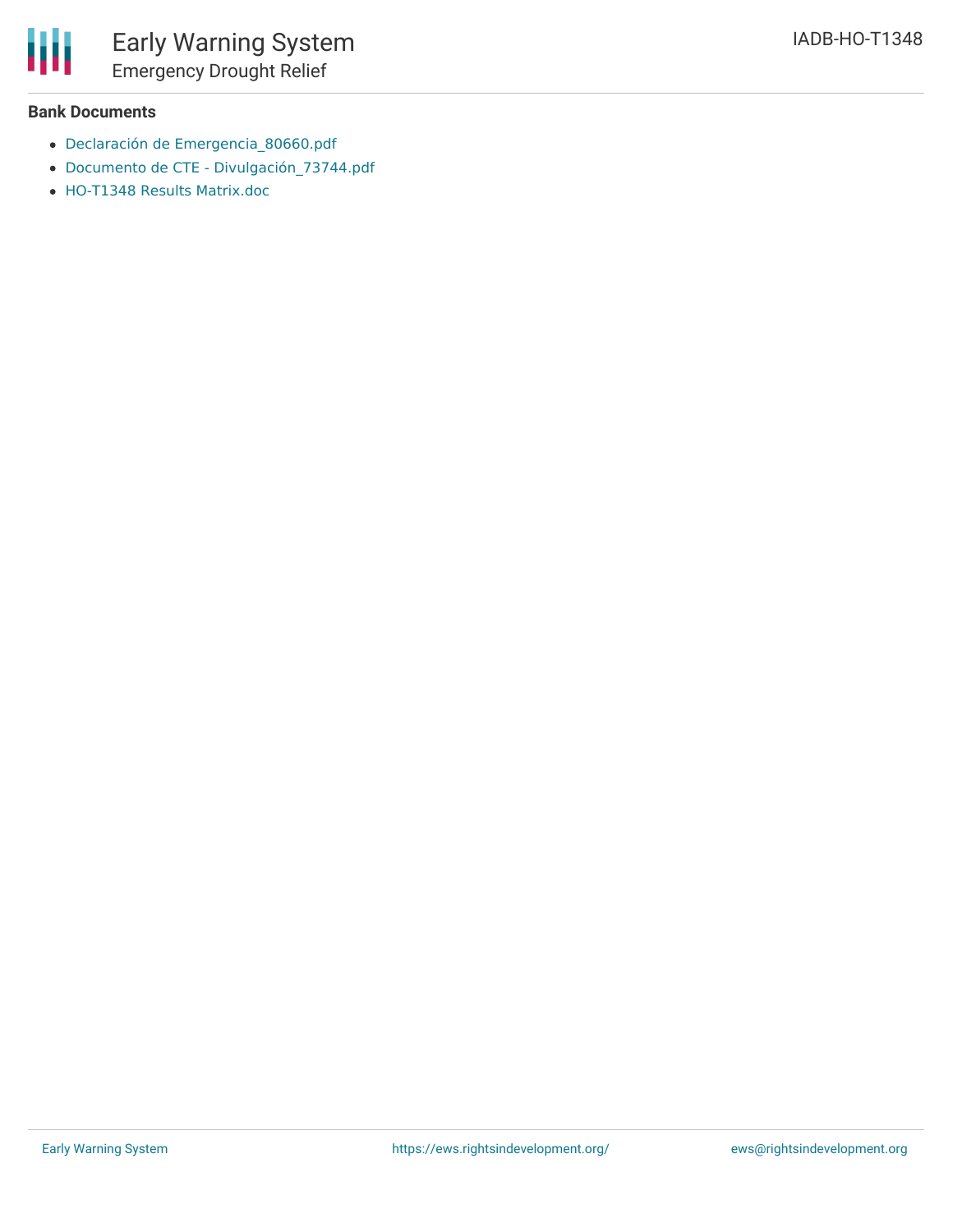**Bank Documents**

- Declaración de Emergencia_80660.pdf
- Documento de CTE - Divulgación_73744.pdf
- HO-T1348 Results Matrix.doc